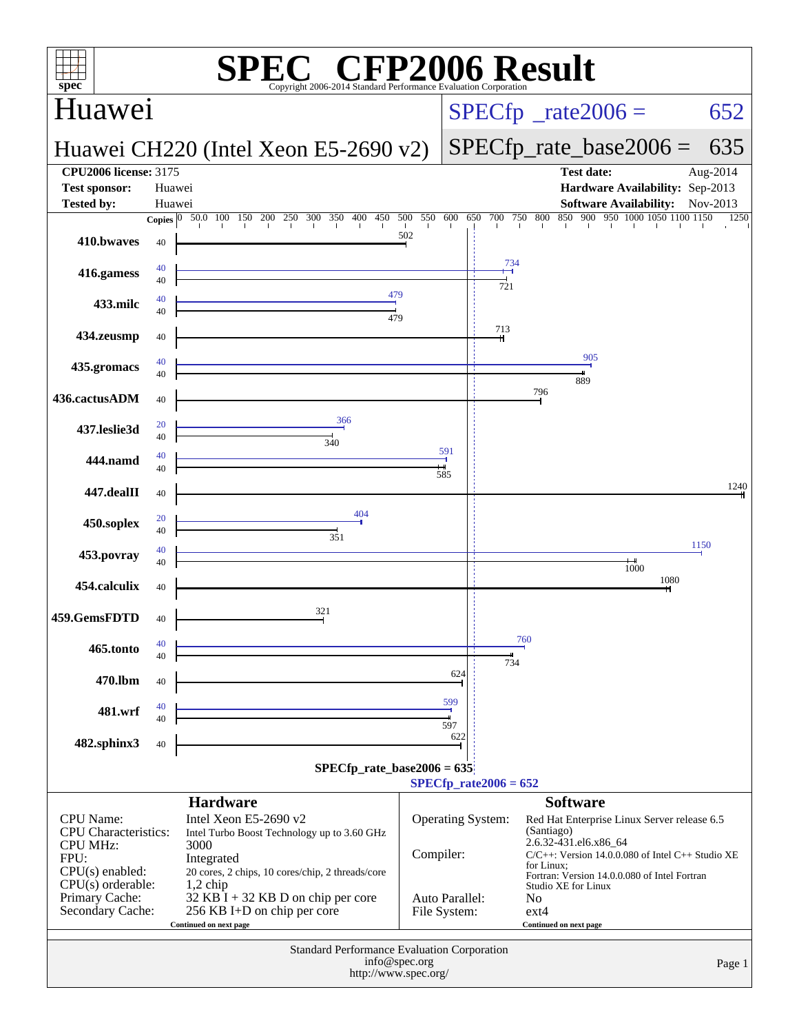# SPEC CFP2006 Result

Copyright 2006-2014 Standard Performance Evaluation Corporation

## Huawei

**Huawei CH220 (Intel Xeon E5-2690 v2)**

SPECfp_rate2006 = 652

SPECfp_rate_base2006 = 635

| | | | |
|---|---|---|---|
| **CPU2006 license:** | 3175 | **Test date:** | Aug-2014 |
| **Test sponsor:** | Huawei | **Hardware Availability:** | Sep-2013 |
| **Tested by:** | Huawei | **Software Availability:** | Nov-2013 |

| Benchmark | Copies (peak) | Peak | Copies (base) | Base |
|---|---|---|---|---|
| 410.bwaves | | | 40 | 502 |
| 416.gamess | 40 | 734 | 40 | 721 |
| 433.milc | 40 | 479 | 40 | 479 |
| 434.zeusmp | | | 40 | 713 |
| 435.gromacs | 40 | 905 | 40 | 889 |
| 436.cactusADM | | | 40 | 796 |
| 437.leslie3d | 20 | 366 | 40 | 340 |
| 444.namd | 40 | 591 | 40 | 585 |
| 447.dealII | | | 40 | 1240 |
| 450.soplex | 20 | 404 | 40 | 351 |
| 453.povray | 40 | 1150 | 40 | 1000 |
| 454.calculix | | | 40 | 1080 |
| 459.GemsFDTD | | | 40 | 321 |
| 465.tonto | 40 | 760 | 40 | 734 |
| 470.lbm | | | 40 | 624 |
| 481.wrf | 40 | 599 | 40 | 597 |
| 482.sphinx3 | | | 40 | 622 |

SPECfp_rate_base2006 = 635

SPECfp_rate2006 = 652

### Hardware

| | |
|---|---|
| CPU Name: | Intel Xeon E5-2690 v2 |
| CPU Characteristics: | Intel Turbo Boost Technology up to 3.60 GHz |
| CPU MHz: | 3000 |
| FPU: | Integrated |
| CPU(s) enabled: | 20 cores, 2 chips, 10 cores/chip, 2 threads/core |
| CPU(s) orderable: | 1,2 chip |
| Primary Cache: | 32 KB I + 32 KB D on chip per core |
| Secondary Cache: | 256 KB I+D on chip per core |

Continued on next page

### Software

| | |
|---|---|
| Operating System: | Red Hat Enterprise Linux Server release 6.5 (Santiago) 2.6.32-431.el6.x86_64 |
| Compiler: | C/C++: Version 14.0.0.080 of Intel C++ Studio XE for Linux; Fortran: Version 14.0.0.080 of Intel Fortran Studio XE for Linux |
| Auto Parallel: | No |
| File System: | ext4 |

Continued on next page

Standard Performance Evaluation Corporation
info@spec.org
http://www.spec.org/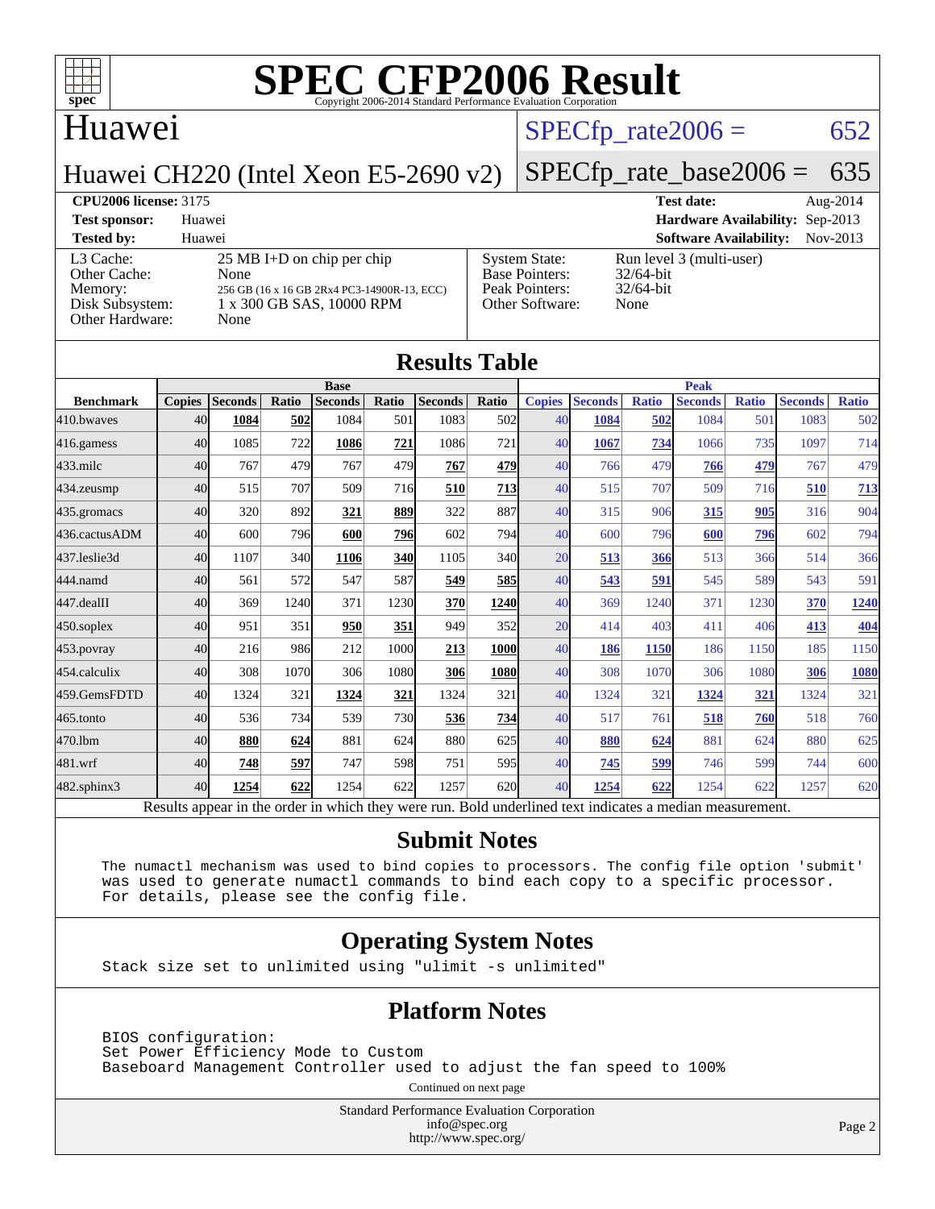# SPEC CFP2006 Result

Copyright 2006-2014 Standard Performance Evaluation Corporation

## Huawei

**Huawei CH220 (Intel Xeon E5-2690 v2)**

SPECfp_rate2006 = 652

SPECfp_rate_base2006 = 635

| | | | |
|---|---|---|---|
| **CPU2006 license:** 3175 | | **Test date:** | Aug-2014 |
| **Test sponsor:** | Huawei | **Hardware Availability:** | Sep-2013 |
| **Tested by:** | Huawei | **Software Availability:** | Nov-2013 |

| | | | |
|---|---|---|---|
| L3 Cache: | 25 MB I+D on chip per chip | System State: | Run level 3 (multi-user) |
| Other Cache: | None | Base Pointers: | 32/64-bit |
| Memory: | 256 GB (16 x 16 GB 2Rx4 PC3-14900R-13, ECC) | Peak Pointers: | 32/64-bit |
| Disk Subsystem: | 1 x 300 GB SAS, 10000 RPM | Other Software: | None |
| Other Hardware: | None | | |

## Results Table

| | Base | | | | | | | Peak | | | | | | |
|---|---|---|---|---|---|---|---|---|---|---|---|---|---|---|
| **Benchmark** | **Copies** | **Seconds** | **Ratio** | **Seconds** | **Ratio** | **Seconds** | **Ratio** | **Copies** | **Seconds** | **Ratio** | **Seconds** | **Ratio** | **Seconds** | **Ratio** |
| 410.bwaves | 40 | **1084** | **502** | 1084 | 501 | 1083 | 502 | 40 | **1084** | **502** | 1084 | 501 | 1083 | 502 |
| 416.gamess | 40 | 1085 | 722 | **1086** | **721** | 1086 | 721 | 40 | **1067** | **734** | 1066 | 735 | 1097 | 714 |
| 433.milc | 40 | 767 | 479 | 767 | 479 | **767** | **479** | 40 | 766 | 479 | **766** | **479** | 767 | 479 |
| 434.zeusmp | 40 | 515 | 707 | 509 | 716 | **510** | **713** | 40 | 515 | 707 | 509 | 716 | **510** | **713** |
| 435.gromacs | 40 | 320 | 892 | **321** | **889** | 322 | 887 | 40 | 315 | 906 | **315** | **905** | 316 | 904 |
| 436.cactusADM | 40 | 600 | 796 | **600** | **796** | 602 | 794 | 40 | 600 | 796 | **600** | **796** | 602 | 794 |
| 437.leslie3d | 40 | 1107 | 340 | **1106** | **340** | 1105 | 340 | 20 | **513** | **366** | 513 | 366 | 514 | 366 |
| 444.namd | 40 | 561 | 572 | 547 | 587 | **549** | **585** | 40 | **543** | **591** | 545 | 589 | 543 | 591 |
| 447.dealII | 40 | 369 | 1240 | 371 | 1230 | **370** | **1240** | 40 | 369 | 1240 | 371 | 1230 | **370** | **1240** |
| 450.soplex | 40 | 951 | 351 | **950** | **351** | 949 | 352 | 20 | 414 | 403 | 411 | 406 | **413** | **404** |
| 453.povray | 40 | 216 | 986 | 212 | 1000 | **213** | **1000** | 40 | **186** | **1150** | 186 | 1150 | 185 | 1150 |
| 454.calculix | 40 | 308 | 1070 | 306 | 1080 | **306** | **1080** | 40 | 308 | 1070 | 306 | 1080 | **306** | **1080** |
| 459.GemsFDTD | 40 | 1324 | 321 | **1324** | **321** | 1324 | 321 | 40 | 1324 | 321 | **1324** | **321** | 1324 | 321 |
| 465.tonto | 40 | 536 | 734 | 539 | 730 | **536** | **734** | 40 | 517 | 761 | **518** | **760** | 518 | 760 |
| 470.lbm | 40 | **880** | **624** | 881 | 624 | 880 | 625 | 40 | **880** | **624** | 881 | 624 | 880 | 625 |
| 481.wrf | 40 | **748** | **597** | 747 | 598 | 751 | 595 | 40 | **745** | **599** | 746 | 599 | 744 | 600 |
| 482.sphinx3 | 40 | **1254** | **622** | 1254 | 622 | 1257 | 620 | 40 | **1254** | **622** | 1254 | 622 | 1257 | 620 |

Results appear in the order in which they were run. Bold underlined text indicates a median measurement.

## Submit Notes

```
The numactl mechanism was used to bind copies to processors. The config file option 'submit'
was used to generate numactl commands to bind each copy to a specific processor.
For details, please see the config file.
```

## Operating System Notes

```
Stack size set to unlimited using "ulimit -s unlimited"
```

## Platform Notes

```
BIOS configuration:
Set Power Efficiency Mode to Custom
Baseboard Management Controller used to adjust the fan speed to 100%
```

Continued on next page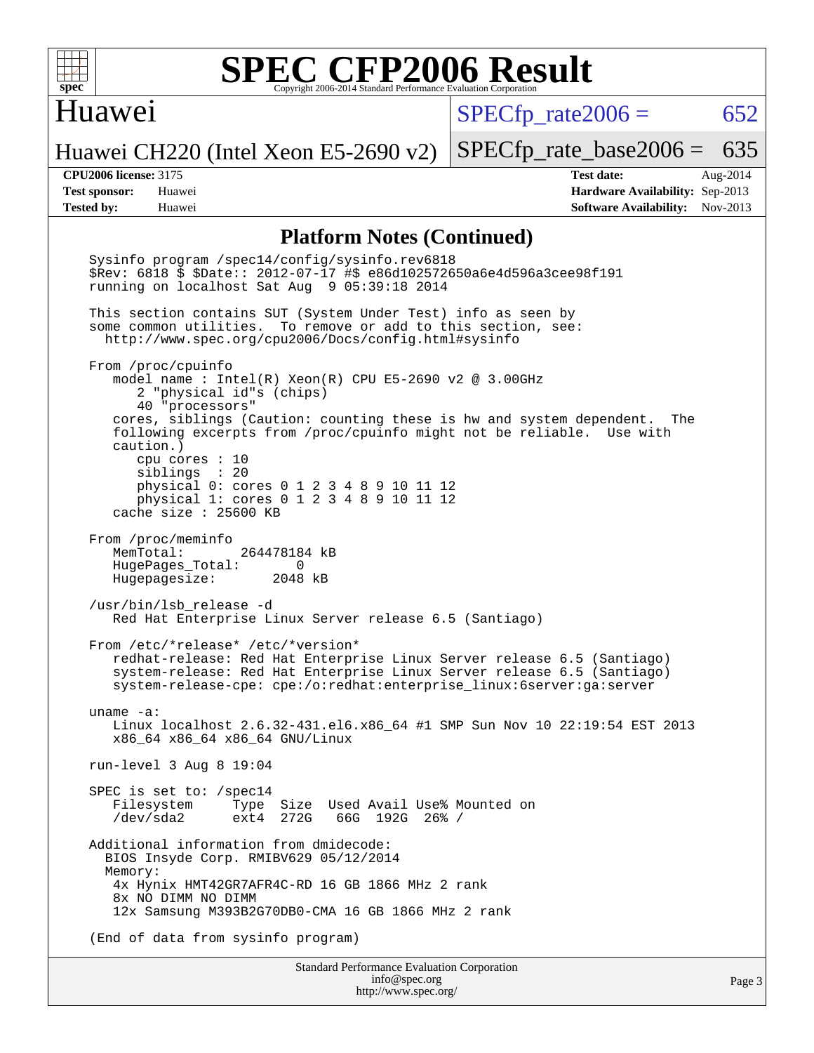# SPEC CFP2006 Result

Copyright 2006-2014 Standard Performance Evaluation Corporation

## Huawei

Huawei CH220 (Intel Xeon E5-2690 v2)

SPECfp_rate2006 = 652

SPECfp_rate_base2006 = 635

**CPU2006 license:** 3175
**Test sponsor:** Huawei
**Tested by:** Huawei

**Test date:** Aug-2014
**Hardware Availability:** Sep-2013
**Software Availability:** Nov-2013

## Platform Notes (Continued)

```
Sysinfo program /spec14/config/sysinfo.rev6818
$Rev: 6818 $ $Date:: 2012-07-17 #$ e86d102572650a6e4d596a3cee98f191
running on localhost Sat Aug  9 05:39:18 2014

This section contains SUT (System Under Test) info as seen by
some common utilities.  To remove or add to this section, see:
  http://www.spec.org/cpu2006/Docs/config.html#sysinfo

From /proc/cpuinfo
   model name : Intel(R) Xeon(R) CPU E5-2690 v2 @ 3.00GHz
      2 "physical id"s (chips)
      40 "processors"
   cores, siblings (Caution: counting these is hw and system dependent.  The
   following excerpts from /proc/cpuinfo might not be reliable.  Use with
   caution.)
      cpu cores : 10
      siblings  : 20
      physical 0: cores 0 1 2 3 4 8 9 10 11 12
      physical 1: cores 0 1 2 3 4 8 9 10 11 12
   cache size : 25600 KB

From /proc/meminfo
   MemTotal:       264478184 kB
   HugePages_Total:       0
   Hugepagesize:       2048 kB

/usr/bin/lsb_release -d
   Red Hat Enterprise Linux Server release 6.5 (Santiago)

From /etc/*release* /etc/*version*
   redhat-release: Red Hat Enterprise Linux Server release 6.5 (Santiago)
   system-release: Red Hat Enterprise Linux Server release 6.5 (Santiago)
   system-release-cpe: cpe:/o:redhat:enterprise_linux:6server:ga:server

uname -a:
   Linux localhost 2.6.32-431.el6.x86_64 #1 SMP Sun Nov 10 22:19:54 EST 2013
   x86_64 x86_64 x86_64 GNU/Linux

run-level 3 Aug 8 19:04

SPEC is set to: /spec14
   Filesystem     Type  Size  Used Avail Use% Mounted on
   /dev/sda2      ext4  272G   66G  192G  26% /

Additional information from dmidecode:
  BIOS Insyde Corp. RMIBV629 05/12/2014
  Memory:
   4x Hynix HMT42GR7AFR4C-RD 16 GB 1866 MHz 2 rank
   8x NO DIMM NO DIMM
   12x Samsung M393B2G70DB0-CMA 16 GB 1866 MHz 2 rank

(End of data from sysinfo program)
```

Standard Performance Evaluation Corporation
info@spec.org
http://www.spec.org/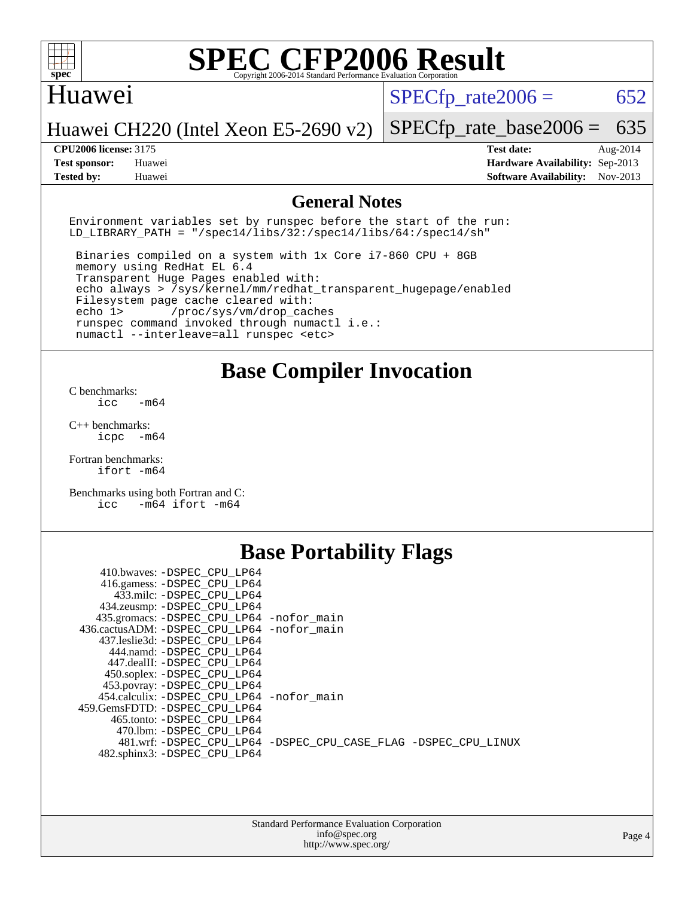# SPEC CFP2006 Result

Copyright 2006-2014 Standard Performance Evaluation Corporation

## Huawei

Huawei CH220 (Intel Xeon E5-2690 v2)

SPECfp_rate2006 = 652

SPECfp_rate_base2006 = 635

| | | | |
|---|---|---|---|
| **CPU2006 license:** | 3175 | **Test date:** | Aug-2014 |
| **Test sponsor:** | Huawei | **Hardware Availability:** | Sep-2013 |
| **Tested by:** | Huawei | **Software Availability:** | Nov-2013 |

## General Notes

```
Environment variables set by runspec before the start of the run:
LD_LIBRARY_PATH = "/spec14/libs/32:/spec14/libs/64:/spec14/sh"

 Binaries compiled on a system with 1x Core i7-860 CPU + 8GB
 memory using RedHat EL 6.4
 Transparent Huge Pages enabled with:
 echo always > /sys/kernel/mm/redhat_transparent_hugepage/enabled
 Filesystem page cache cleared with:
 echo 1>       /proc/sys/vm/drop_caches
 runspec command invoked through numactl i.e.:
 numactl --interleave=all runspec <etc>
```

## Base Compiler Invocation

C benchmarks:
    icc   -m64

C++ benchmarks:
    icpc  -m64

Fortran benchmarks:
    ifort -m64

Benchmarks using both Fortran and C:
    icc   -m64 ifort -m64

## Base Portability Flags

| Benchmark | Flags |
|---|---|
| 410.bwaves: | -DSPEC_CPU_LP64 |
| 416.gamess: | -DSPEC_CPU_LP64 |
| 433.milc: | -DSPEC_CPU_LP64 |
| 434.zeusmp: | -DSPEC_CPU_LP64 |
| 435.gromacs: | -DSPEC_CPU_LP64 -nofor_main |
| 436.cactusADM: | -DSPEC_CPU_LP64 -nofor_main |
| 437.leslie3d: | -DSPEC_CPU_LP64 |
| 444.namd: | -DSPEC_CPU_LP64 |
| 447.dealII: | -DSPEC_CPU_LP64 |
| 450.soplex: | -DSPEC_CPU_LP64 |
| 453.povray: | -DSPEC_CPU_LP64 |
| 454.calculix: | -DSPEC_CPU_LP64 -nofor_main |
| 459.GemsFDTD: | -DSPEC_CPU_LP64 |
| 465.tonto: | -DSPEC_CPU_LP64 |
| 470.lbm: | -DSPEC_CPU_LP64 |
| 481.wrf: | -DSPEC_CPU_LP64 -DSPEC_CPU_CASE_FLAG -DSPEC_CPU_LINUX |
| 482.sphinx3: | -DSPEC_CPU_LP64 |

Standard Performance Evaluation Corporation
info@spec.org
http://www.spec.org/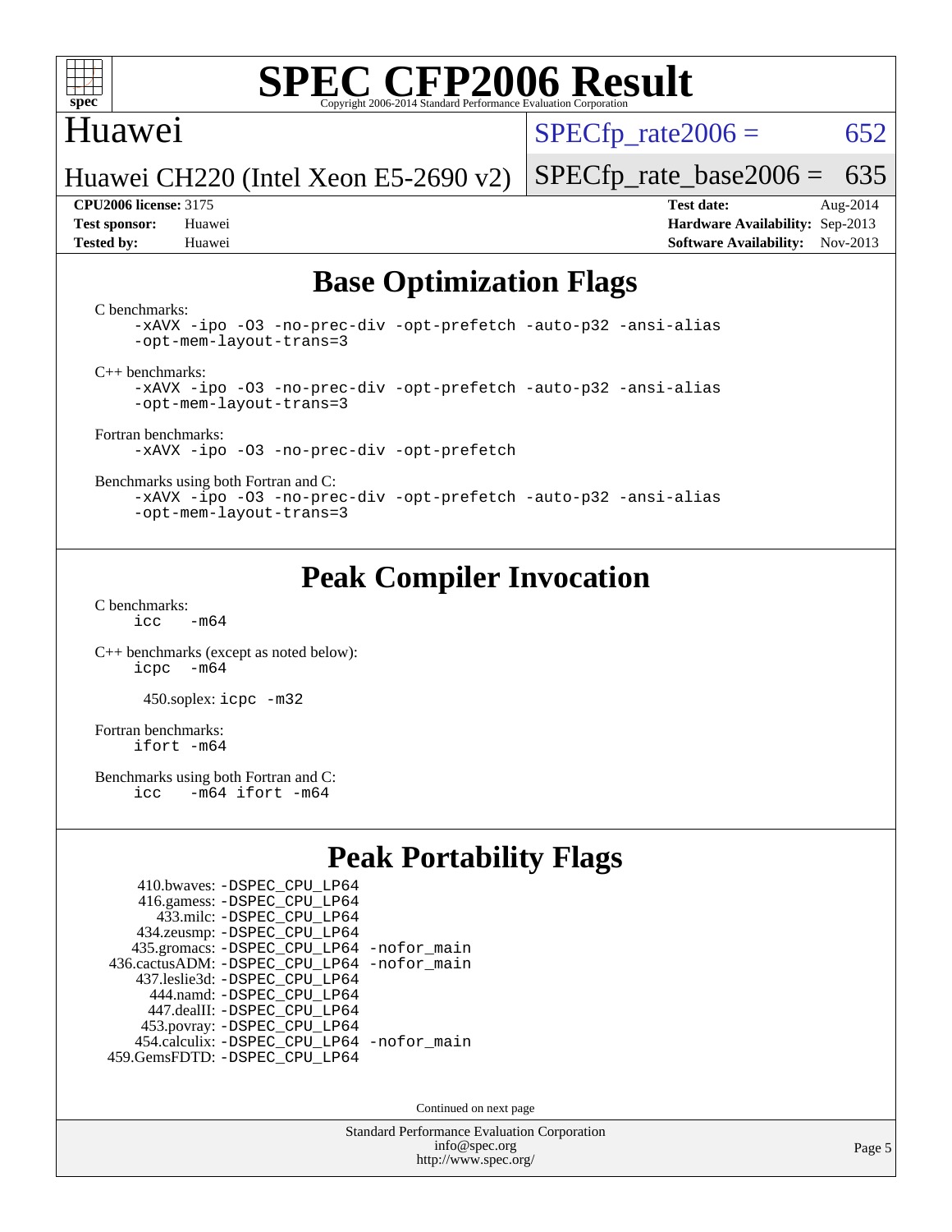## Base Optimization Flags

C benchmarks:
```
-xAVX -ipo -O3 -no-prec-div -opt-prefetch -auto-p32 -ansi-alias
-opt-mem-layout-trans=3
```

C++ benchmarks:
```
-xAVX -ipo -O3 -no-prec-div -opt-prefetch -auto-p32 -ansi-alias
-opt-mem-layout-trans=3
```

Fortran benchmarks:
```
-xAVX -ipo -O3 -no-prec-div -opt-prefetch
```

Benchmarks using both Fortran and C:
```
-xAVX -ipo -O3 -no-prec-div -opt-prefetch -auto-p32 -ansi-alias
-opt-mem-layout-trans=3
```

## Peak Compiler Invocation

C benchmarks:
```
icc   -m64
```

C++ benchmarks (except as noted below):
```
icpc  -m64
```

450.soplex: `icpc -m32`

Fortran benchmarks:
```
ifort -m64
```

Benchmarks using both Fortran and C:
```
icc   -m64 ifort -m64
```

## Peak Portability Flags

410.bwaves: `-DSPEC_CPU_LP64`
416.gamess: `-DSPEC_CPU_LP64`
433.milc: `-DSPEC_CPU_LP64`
434.zeusmp: `-DSPEC_CPU_LP64`
435.gromacs: `-DSPEC_CPU_LP64 -nofor_main`
436.cactusADM: `-DSPEC_CPU_LP64 -nofor_main`
437.leslie3d: `-DSPEC_CPU_LP64`
444.namd: `-DSPEC_CPU_LP64`
447.dealII: `-DSPEC_CPU_LP64`
453.povray: `-DSPEC_CPU_LP64`
454.calculix: `-DSPEC_CPU_LP64 -nofor_main`
459.GemsFDTD: `-DSPEC_CPU_LP64`

Continued on next page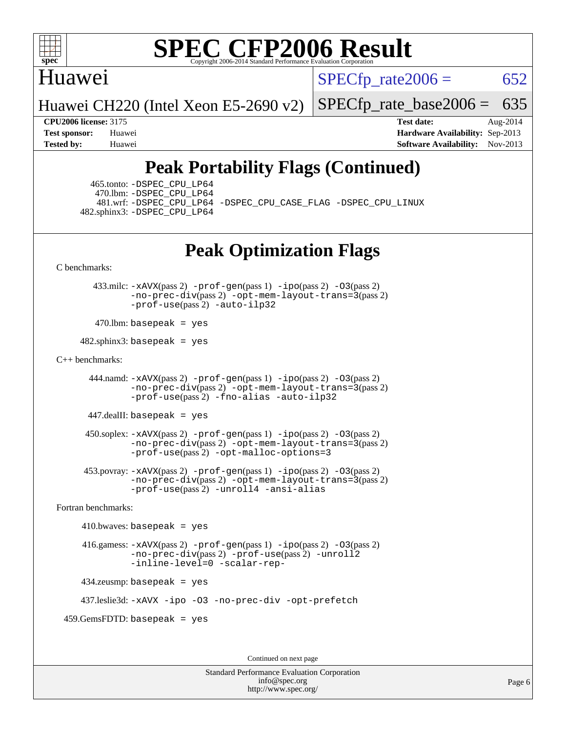# SPEC CFP2006 Result

Copyright 2006-2014 Standard Performance Evaluation Corporation

## Huawei

Huawei CH220 (Intel Xeon E5-2690 v2)

SPECfp_rate2006 = 652

SPECfp_rate_base2006 = 635

**CPU2006 license:** 3175
**Test sponsor:** Huawei
**Tested by:** Huawei

**Test date:** Aug-2014
**Hardware Availability:** Sep-2013
**Software Availability:** Nov-2013

## Peak Portability Flags (Continued)

465.tonto: -DSPEC_CPU_LP64
470.lbm: -DSPEC_CPU_LP64
481.wrf: -DSPEC_CPU_LP64 -DSPEC_CPU_CASE_FLAG -DSPEC_CPU_LINUX
482.sphinx3: -DSPEC_CPU_LP64

## Peak Optimization Flags

C benchmarks:

433.milc: -xAVX(pass 2) -prof-gen(pass 1) -ipo(pass 2) -O3(pass 2) -no-prec-div(pass 2) -opt-mem-layout-trans=3(pass 2) -prof-use(pass 2) -auto-ilp32

470.lbm: basepeak = yes

482.sphinx3: basepeak = yes

C++ benchmarks:

444.namd: -xAVX(pass 2) -prof-gen(pass 1) -ipo(pass 2) -O3(pass 2) -no-prec-div(pass 2) -opt-mem-layout-trans=3(pass 2) -prof-use(pass 2) -fno-alias -auto-ilp32

447.dealII: basepeak = yes

450.soplex: -xAVX(pass 2) -prof-gen(pass 1) -ipo(pass 2) -O3(pass 2) -no-prec-div(pass 2) -opt-mem-layout-trans=3(pass 2) -prof-use(pass 2) -opt-malloc-options=3

453.povray: -xAVX(pass 2) -prof-gen(pass 1) -ipo(pass 2) -O3(pass 2) -no-prec-div(pass 2) -opt-mem-layout-trans=3(pass 2) -prof-use(pass 2) -unroll4 -ansi-alias

Fortran benchmarks:

410.bwaves: basepeak = yes

416.gamess: -xAVX(pass 2) -prof-gen(pass 1) -ipo(pass 2) -O3(pass 2) -no-prec-div(pass 2) -prof-use(pass 2) -unroll2 -inline-level=0 -scalar-rep-

434.zeusmp: basepeak = yes

437.leslie3d: -xAVX -ipo -O3 -no-prec-div -opt-prefetch

459.GemsFDTD: basepeak = yes

Continued on next page

Standard Performance Evaluation Corporation
info@spec.org
http://www.spec.org/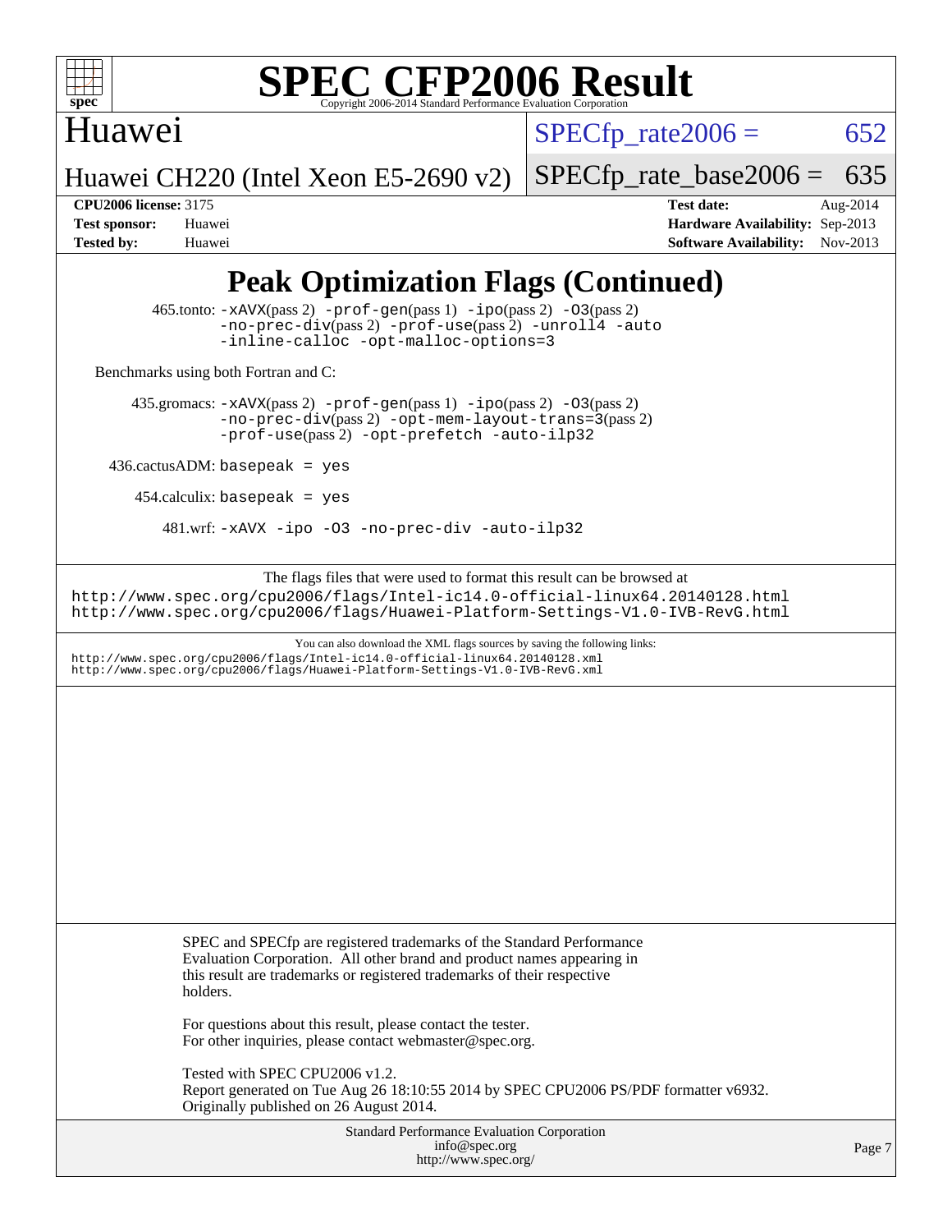# Peak Optimization Flags (Continued)

465.tonto: -xAVX(pass 2) -prof-gen(pass 1) -ipo(pass 2) -O3(pass 2) -no-prec-div(pass 2) -prof-use(pass 2) -unroll4 -auto -inline-calloc -opt-malloc-options=3

Benchmarks using both Fortran and C:

435.gromacs: -xAVX(pass 2) -prof-gen(pass 1) -ipo(pass 2) -O3(pass 2) -no-prec-div(pass 2) -opt-mem-layout-trans=3(pass 2) -prof-use(pass 2) -opt-prefetch -auto-ilp32

436.cactusADM: basepeak = yes

454.calculix: basepeak = yes

481.wrf: -xAVX -ipo -O3 -no-prec-div -auto-ilp32

The flags files that were used to format this result can be browsed at
http://www.spec.org/cpu2006/flags/Intel-ic14.0-official-linux64.20140128.html
http://www.spec.org/cpu2006/flags/Huawei-Platform-Settings-V1.0-IVB-RevG.html

You can also download the XML flags sources by saving the following links:
http://www.spec.org/cpu2006/flags/Intel-ic14.0-official-linux64.20140128.xml
http://www.spec.org/cpu2006/flags/Huawei-Platform-Settings-V1.0-IVB-RevG.xml

SPEC and SPECfp are registered trademarks of the Standard Performance Evaluation Corporation. All other brand and product names appearing in this result are trademarks or registered trademarks of their respective holders.

For questions about this result, please contact the tester.
For other inquiries, please contact webmaster@spec.org.

Tested with SPEC CPU2006 v1.2.
Report generated on Tue Aug 26 18:10:55 2014 by SPEC CPU2006 PS/PDF formatter v6932.
Originally published on 26 August 2014.